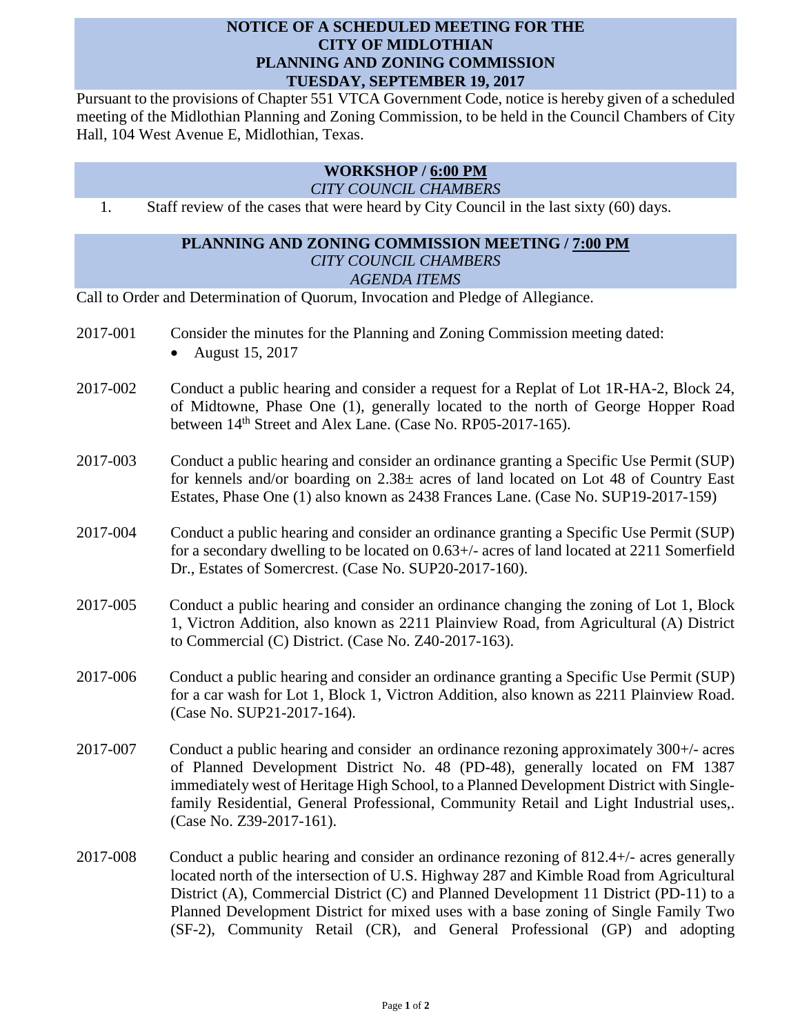# NOTICE OF A SCHEDULED MEETING FOR THE CITY OF MIDLOTHIAN PLANNING AND ZONING COMMISSION TUESDAY, SEPTEMBER 19, 2017

Pursuant to the provisions of Chapter 551 VTCA Government Code, notice is hereby given of a scheduled meeting of the Midlothian Planning and Zoning Commission, to be held in the Council Chambers of City Hall, 104 West Avenue E, Midlothian, Texas.

## WORKSHOP / 6:00 PM

*CITY COUNCIL CHAMBERS*

1. Staff review of the cases that were heard by City Council in the last sixty (60) days.

## PLANNING AND ZONING COMMISSION MEETING / 7:00 PM

*CITY COUNCIL CHAMBERS*

*AGENDA ITEMS*

Call to Order and Determination of Quorum, Invocation and Pledge of Allegiance.

2017-001 Consider the minutes for the Planning and Zoning Commission meeting dated:

- August 15, 2017

2017-002 Conduct a public hearing and consider a request for a Replat of Lot 1R-HA-2, Block 24, of Midtowne, Phase One (1), generally located to the north of George Hopper Road between 14th Street and Alex Lane. (Case No. RP05-2017-165).

2017-003 Conduct a public hearing and consider an ordinance granting a Specific Use Permit (SUP) for kennels and/or boarding on 2.38± acres of land located on Lot 48 of Country East Estates, Phase One (1) also known as 2438 Frances Lane. (Case No. SUP19-2017-159)

2017-004 Conduct a public hearing and consider an ordinance granting a Specific Use Permit (SUP) for a secondary dwelling to be located on 0.63+/- acres of land located at 2211 Somerfield Dr., Estates of Somercrest. (Case No. SUP20-2017-160).

2017-005 Conduct a public hearing and consider an ordinance changing the zoning of Lot 1, Block 1, Victron Addition, also known as 2211 Plainview Road, from Agricultural (A) District to Commercial (C) District. (Case No. Z40-2017-163).

2017-006 Conduct a public hearing and consider an ordinance granting a Specific Use Permit (SUP) for a car wash for Lot 1, Block 1, Victron Addition, also known as 2211 Plainview Road. (Case No. SUP21-2017-164).

2017-007 Conduct a public hearing and consider an ordinance rezoning approximately 300+/- acres of Planned Development District No. 48 (PD-48), generally located on FM 1387 immediately west of Heritage High School, to a Planned Development District with Single-family Residential, General Professional, Community Retail and Light Industrial uses,. (Case No. Z39-2017-161).

2017-008 Conduct a public hearing and consider an ordinance rezoning of 812.4+/- acres generally located north of the intersection of U.S. Highway 287 and Kimble Road from Agricultural District (A), Commercial District (C) and Planned Development 11 District (PD-11) to a Planned Development District for mixed uses with a base zoning of Single Family Two (SF-2), Community Retail (CR), and General Professional (GP) and adopting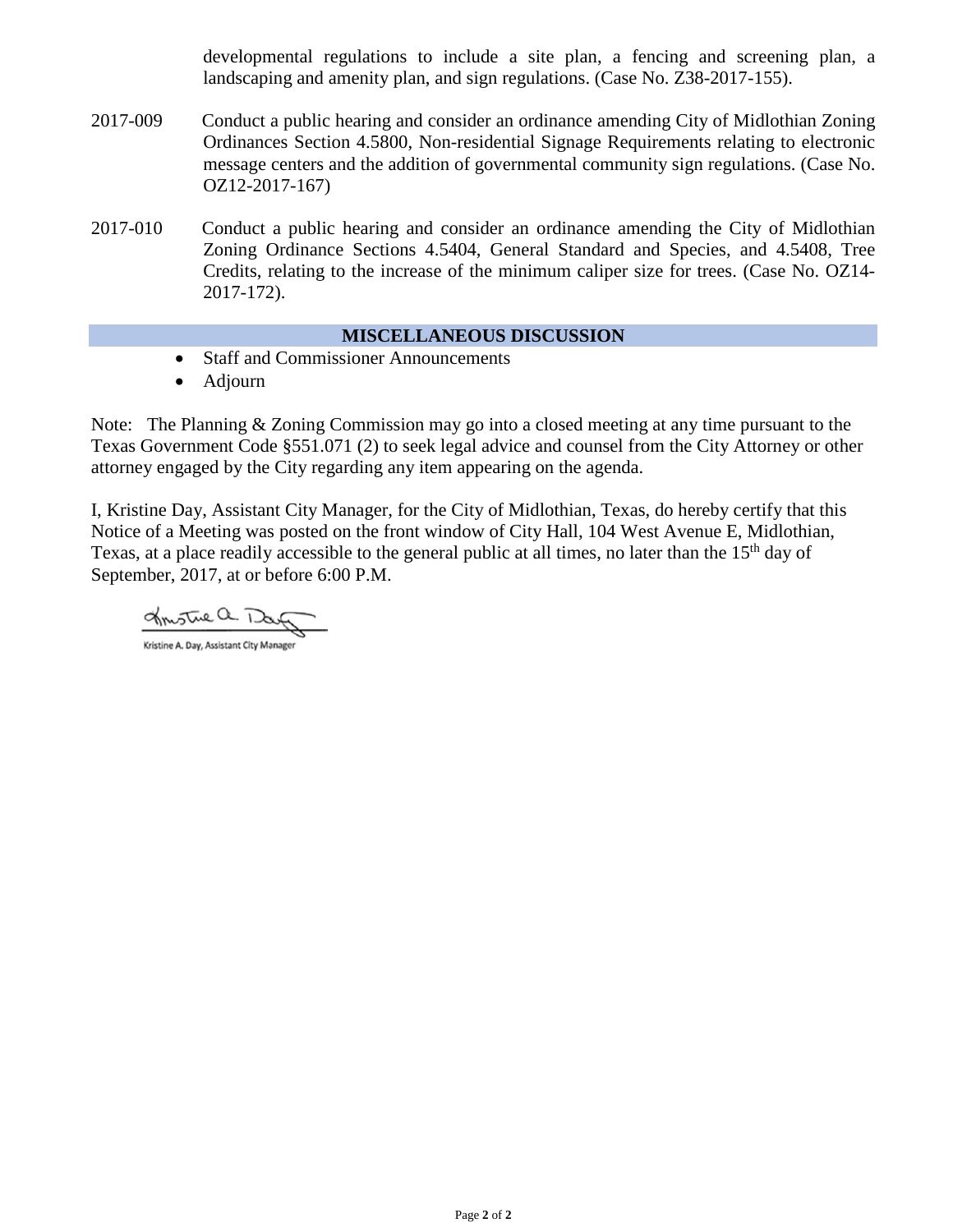developmental regulations to include a site plan, a fencing and screening plan, a landscaping and amenity plan, and sign regulations. (Case No. Z38-2017-155).

2017-009 Conduct a public hearing and consider an ordinance amending City of Midlothian Zoning Ordinances Section 4.5800, Non-residential Signage Requirements relating to electronic message centers and the addition of governmental community sign regulations. (Case No. OZ12-2017-167)

2017-010 Conduct a public hearing and consider an ordinance amending the City of Midlothian Zoning Ordinance Sections 4.5404, General Standard and Species, and 4.5408, Tree Credits, relating to the increase of the minimum caliper size for trees. (Case No. OZ14-2017-172).

## MISCELLANEOUS DISCUSSION

- Staff and Commissioner Announcements
- Adjourn

Note: The Planning & Zoning Commission may go into a closed meeting at any time pursuant to the Texas Government Code §551.071 (2) to seek legal advice and counsel from the City Attorney or other attorney engaged by the City regarding any item appearing on the agenda.

I, Kristine Day, Assistant City Manager, for the City of Midlothian, Texas, do hereby certify that this Notice of a Meeting was posted on the front window of City Hall, 104 West Avenue E, Midlothian, Texas, at a place readily accessible to the general public at all times, no later than the 15th day of September, 2017, at or before 6:00 P.M.

Kristine A. Day, Assistant City Manager